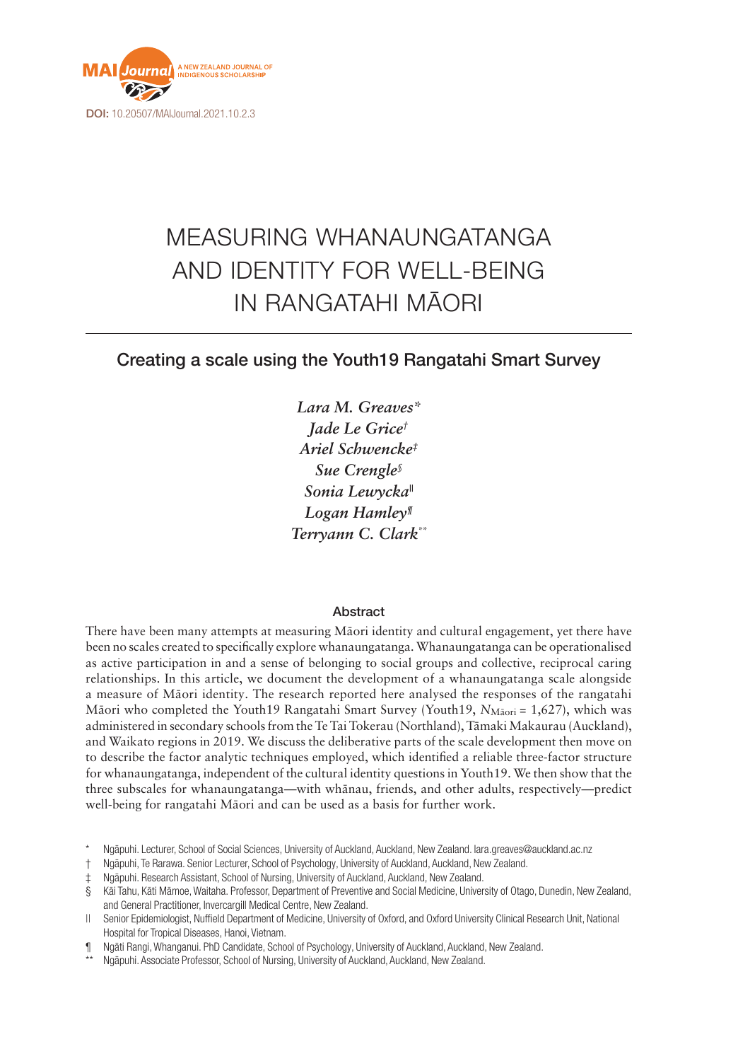DOI: 10.20507/MAIJournal.2021.10.2.3

# MEASURING WHANAUNGATANGA AND IDENTITY FOR WELL-BEING IN RANGATAHI MĀORI

## Creating a scale using the Youth19 Rangatahi Smart Survey

*Lara M. Greaves*[*]
*Jade Le Grice*[†]
*Ariel Schwencke*[‡]
*Sue Crengle*[§]
*Sonia Lewycka*[||]
*Logan Hamley*[¶]
*Terryann C. Clark*[**]

### Abstract

There have been many attempts at measuring Māori identity and cultural engagement, yet there have been no scales created to specifically explore whanaungatanga. Whanaungatanga can be operationalised as active participation in and a sense of belonging to social groups and collective, reciprocal caring relationships. In this article, we document the development of a whanaungatanga scale alongside a measure of Māori identity. The research reported here analysed the responses of the rangatahi Māori who completed the Youth19 Rangatahi Smart Survey (Youth19, $N_{\text{Māori}} = 1{,}627$), which was administered in secondary schools from the Te Tai Tokerau (Northland), Tāmaki Makaurau (Auckland), and Waikato regions in 2019. We discuss the deliberative parts of the scale development then move on to describe the factor analytic techniques employed, which identified a reliable three-factor structure for whanaungatanga, independent of the cultural identity questions in Youth19. We then show that the three subscales for whanaungatanga—with whānau, friends, and other adults, respectively—predict well-being for rangatahi Māori and can be used as a basis for further work.

[*] Ngāpuhi. Lecturer, School of Social Sciences, University of Auckland, Auckland, New Zealand. lara.greaves@auckland.ac.nz

[†] Ngāpuhi, Te Rarawa. Senior Lecturer, School of Psychology, University of Auckland, Auckland, New Zealand.

[‡] Ngāpuhi. Research Assistant, School of Nursing, University of Auckland, Auckland, New Zealand.

[§] Kāi Tahu, Kāti Māmoe, Waitaha. Professor, Department of Preventive and Social Medicine, University of Otago, Dunedin, New Zealand, and General Practitioner, Invercargill Medical Centre, New Zealand.

[||] Senior Epidemiologist, Nuffield Department of Medicine, University of Oxford, and Oxford University Clinical Research Unit, National Hospital for Tropical Diseases, Hanoi, Vietnam.

[¶] Ngāti Rangi, Whanganui. PhD Candidate, School of Psychology, University of Auckland, Auckland, New Zealand.

[**] Ngāpuhi. Associate Professor, School of Nursing, University of Auckland, Auckland, New Zealand.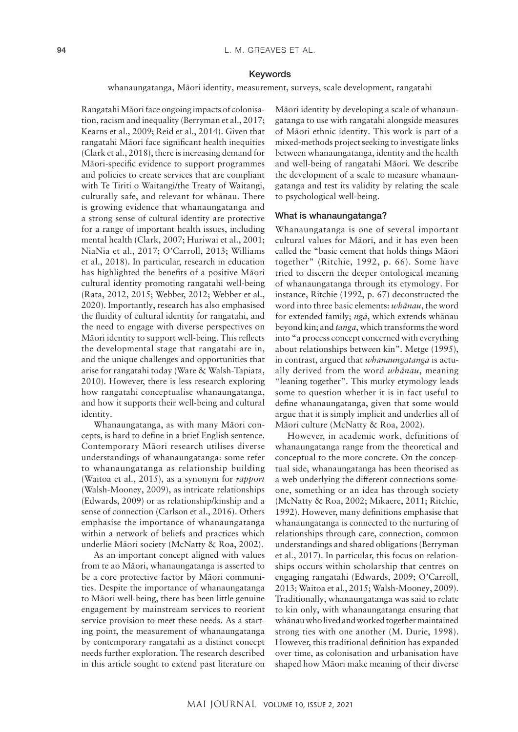### Keywords

whanaungatanga, Māori identity, measurement, surveys, scale development, rangatahi

Rangatahi Māori face ongoing impacts of colonisation, racism and inequality (Berryman et al., 2017; Kearns et al., 2009; Reid et al., 2014). Given that rangatahi Māori face significant health inequities (Clark et al., 2018), there is increasing demand for Māori-specific evidence to support programmes and policies to create services that are compliant with Te Tiriti o Waitangi/the Treaty of Waitangi, culturally safe, and relevant for whānau. There is growing evidence that whanaungatanga and a strong sense of cultural identity are protective for a range of important health issues, including mental health (Clark, 2007; Huriwai et al., 2001; NiaNia et al., 2017; O'Carroll, 2013; Williams et al., 2018). In particular, research in education has highlighted the benefits of a positive Māori cultural identity promoting rangatahi well-being (Rata, 2012, 2015; Webber, 2012; Webber et al., 2020). Importantly, research has also emphasised the fluidity of cultural identity for rangatahi, and the need to engage with diverse perspectives on Māori identity to support well-being. This reflects the developmental stage that rangatahi are in, and the unique challenges and opportunities that arise for rangatahi today (Ware & Walsh-Tapiata, 2010). However, there is less research exploring how rangatahi conceptualise whanaungatanga, and how it supports their well-being and cultural identity.

Whanaungatanga, as with many Māori concepts, is hard to define in a brief English sentence. Contemporary Māori research utilises diverse understandings of whanaungatanga: some refer to whanaungatanga as relationship building (Waitoa et al., 2015), as a synonym for *rapport* (Walsh-Mooney, 2009), as intricate relationships (Edwards, 2009) or as relationship/kinship and a sense of connection (Carlson et al., 2016). Others emphasise the importance of whanaungatanga within a network of beliefs and practices which underlie Māori society (McNatty & Roa, 2002).

As an important concept aligned with values from te ao Māori, whanaungatanga is asserted to be a core protective factor by Māori communities. Despite the importance of whanaungatanga to Māori well-being, there has been little genuine engagement by mainstream services to reorient service provision to meet these needs. As a starting point, the measurement of whanaungatanga by contemporary rangatahi as a distinct concept needs further exploration. The research described in this article sought to extend past literature on Māori identity by developing a scale of whanaungatanga to use with rangatahi alongside measures of Māori ethnic identity. This work is part of a mixed-methods project seeking to investigate links between whanaungatanga, identity and the health and well-being of rangatahi Māori. We describe the development of a scale to measure whanaungatanga and test its validity by relating the scale to psychological well-being.

### What is whanaungatanga?

Whanaungatanga is one of several important cultural values for Māori, and it has even been called the "basic cement that holds things Māori together" (Ritchie, 1992, p. 66). Some have tried to discern the deeper ontological meaning of whanaungatanga through its etymology. For instance, Ritchie (1992, p. 67) deconstructed the word into three basic elements: *whānau*, the word for extended family; *ngā*, which extends whānau beyond kin; and *tanga*, which transforms the word into "a process concept concerned with everything about relationships between kin". Metge (1995), in contrast, argued that *whanaungatanga* is actually derived from the word *whānau*, meaning "leaning together". This murky etymology leads some to question whether it is in fact useful to define whanaungatanga, given that some would argue that it is simply implicit and underlies all of Māori culture (McNatty & Roa, 2002).

However, in academic work, definitions of whanaungatanga range from the theoretical and conceptual to the more concrete. On the conceptual side, whanaungatanga has been theorised as a web underlying the different connections someone, something or an idea has through society (McNatty & Roa, 2002; Mikaere, 2011; Ritchie, 1992). However, many definitions emphasise that whanaungatanga is connected to the nurturing of relationships through care, connection, common understandings and shared obligations (Berryman et al., 2017). In particular, this focus on relationships occurs within scholarship that centres on engaging rangatahi (Edwards, 2009; O'Carroll, 2013; Waitoa et al., 2015; Walsh-Mooney, 2009). Traditionally, whanaungatanga was said to relate to kin only, with whanaungatanga ensuring that whānau who lived and worked together maintained strong ties with one another (M. Durie, 1998). However, this traditional definition has expanded over time, as colonisation and urbanisation have shaped how Māori make meaning of their diverse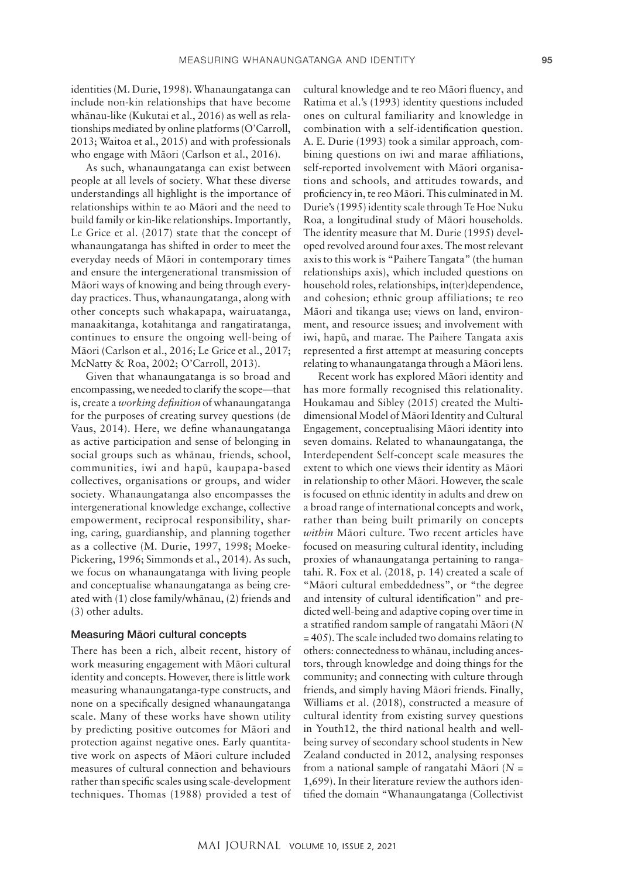identities (M. Durie, 1998). Whanaungatanga can include non-kin relationships that have become whānau-like (Kukutai et al., 2016) as well as relationships mediated by online platforms (O'Carroll, 2013; Waitoa et al., 2015) and with professionals who engage with Māori (Carlson et al., 2016).

As such, whanaungatanga can exist between people at all levels of society. What these diverse understandings all highlight is the importance of relationships within te ao Māori and the need to build family or kin-like relationships. Importantly, Le Grice et al. (2017) state that the concept of whanaungatanga has shifted in order to meet the everyday needs of Māori in contemporary times and ensure the intergenerational transmission of Māori ways of knowing and being through everyday practices. Thus, whanaungatanga, along with other concepts such whakapapa, wairuatanga, manaakitanga, kotahitanga and rangatiratanga, continues to ensure the ongoing well-being of Māori (Carlson et al., 2016; Le Grice et al., 2017; McNatty & Roa, 2002; O'Carroll, 2013).

Given that whanaungatanga is so broad and encompassing, we needed to clarify the scope—that is, create a *working definition* of whanaungatanga for the purposes of creating survey questions (de Vaus, 2014). Here, we define whanaungatanga as active participation and sense of belonging in social groups such as whānau, friends, school, communities, iwi and hapū, kaupapa-based collectives, organisations or groups, and wider society. Whanaungatanga also encompasses the intergenerational knowledge exchange, collective empowerment, reciprocal responsibility, sharing, caring, guardianship, and planning together as a collective (M. Durie, 1997, 1998; Moeke-Pickering, 1996; Simmonds et al., 2014). As such, we focus on whanaungatanga with living people and conceptualise whanaungatanga as being created with (1) close family/whānau, (2) friends and (3) other adults.

### Measuring Māori cultural concepts

There has been a rich, albeit recent, history of work measuring engagement with Māori cultural identity and concepts. However, there is little work measuring whanaungatanga-type constructs, and none on a specifically designed whanaungatanga scale. Many of these works have shown utility by predicting positive outcomes for Māori and protection against negative ones. Early quantitative work on aspects of Māori culture included measures of cultural connection and behaviours rather than specific scales using scale-development techniques. Thomas (1988) provided a test of cultural knowledge and te reo Māori fluency, and Ratima et al.'s (1993) identity questions included ones on cultural familiarity and knowledge in combination with a self-identification question. A. E. Durie (1993) took a similar approach, combining questions on iwi and marae affiliations, self-reported involvement with Māori organisations and schools, and attitudes towards, and proficiency in, te reo Māori. This culminated in M. Durie's (1995) identity scale through Te Hoe Nuku Roa, a longitudinal study of Māori households. The identity measure that M. Durie (1995) developed revolved around four axes. The most relevant axis to this work is "Paihere Tangata" (the human relationships axis), which included questions on household roles, relationships, in(ter)dependence, and cohesion; ethnic group affiliations; te reo Māori and tikanga use; views on land, environment, and resource issues; and involvement with iwi, hapū, and marae. The Paihere Tangata axis represented a first attempt at measuring concepts relating to whanaungatanga through a Māori lens.

Recent work has explored Māori identity and has more formally recognised this relationality. Houkamau and Sibley (2015) created the Multidimensional Model of Māori Identity and Cultural Engagement, conceptualising Māori identity into seven domains. Related to whanaungatanga, the Interdependent Self-concept scale measures the extent to which one views their identity as Māori in relationship to other Māori. However, the scale is focused on ethnic identity in adults and drew on a broad range of international concepts and work, rather than being built primarily on concepts *within* Māori culture. Two recent articles have focused on measuring cultural identity, including proxies of whanaungatanga pertaining to rangatahi. R. Fox et al. (2018, p. 14) created a scale of "Māori cultural embeddedness", or "the degree and intensity of cultural identification" and predicted well-being and adaptive coping over time in a stratified random sample of rangatahi Māori ($N = 405$). The scale included two domains relating to others: connectedness to whānau, including ancestors, through knowledge and doing things for the community; and connecting with culture through friends, and simply having Māori friends. Finally, Williams et al. (2018), constructed a measure of cultural identity from existing survey questions in Youth12, the third national health and wellbeing survey of secondary school students in New Zealand conducted in 2012, analysing responses from a national sample of rangatahi Māori ($N = 1,699$). In their literature review the authors identified the domain "Whanaungatanga (Collectivist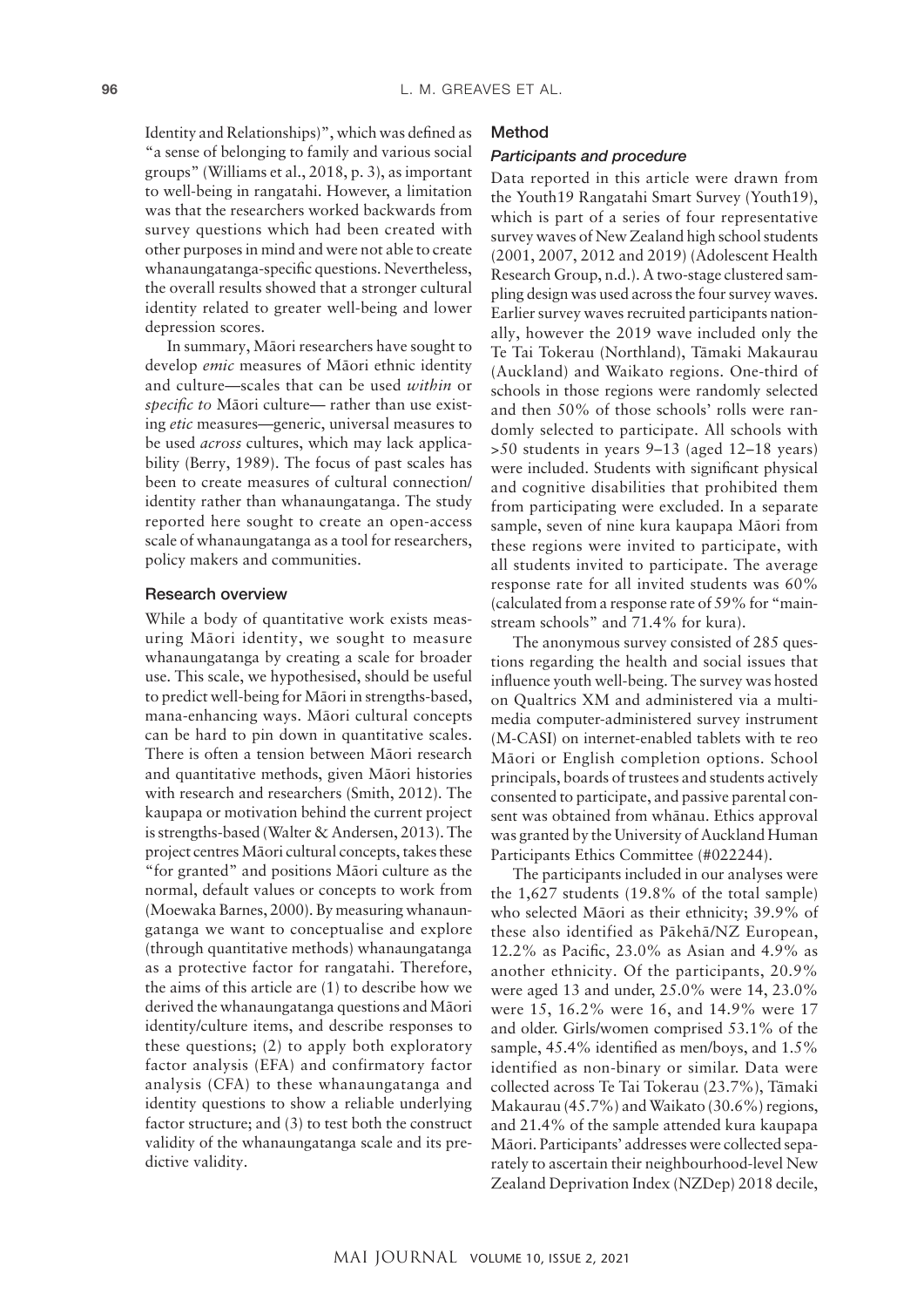Identity and Relationships)", which was defined as "a sense of belonging to family and various social groups" (Williams et al., 2018, p. 3), as important to well-being in rangatahi. However, a limitation was that the researchers worked backwards from survey questions which had been created with other purposes in mind and were not able to create whanaungatanga-specific questions. Nevertheless, the overall results showed that a stronger cultural identity related to greater well-being and lower depression scores.

In summary, Māori researchers have sought to develop *emic* measures of Māori ethnic identity and culture—scales that can be used *within* or *specific to* Māori culture— rather than use existing *etic* measures—generic, universal measures to be used *across* cultures, which may lack applicability (Berry, 1989). The focus of past scales has been to create measures of cultural connection/identity rather than whanaungatanga. The study reported here sought to create an open-access scale of whanaungatanga as a tool for researchers, policy makers and communities.

### Research overview

While a body of quantitative work exists measuring Māori identity, we sought to measure whanaungatanga by creating a scale for broader use. This scale, we hypothesised, should be useful to predict well-being for Māori in strengths-based, mana-enhancing ways. Māori cultural concepts can be hard to pin down in quantitative scales. There is often a tension between Māori research and quantitative methods, given Māori histories with research and researchers (Smith, 2012). The kaupapa or motivation behind the current project is strengths-based (Walter & Andersen, 2013). The project centres Māori cultural concepts, takes these "for granted" and positions Māori culture as the normal, default values or concepts to work from (Moewaka Barnes, 2000). By measuring whanaungatanga we want to conceptualise and explore (through quantitative methods) whanaungatanga as a protective factor for rangatahi. Therefore, the aims of this article are (1) to describe how we derived the whanaungatanga questions and Māori identity/culture items, and describe responses to these questions; (2) to apply both exploratory factor analysis (EFA) and confirmatory factor analysis (CFA) to these whanaungatanga and identity questions to show a reliable underlying factor structure; and (3) to test both the construct validity of the whanaungatanga scale and its predictive validity.

## Method

### *Participants and procedure*

Data reported in this article were drawn from the Youth19 Rangatahi Smart Survey (Youth19), which is part of a series of four representative survey waves of New Zealand high school students (2001, 2007, 2012 and 2019) (Adolescent Health Research Group, n.d.). A two-stage clustered sampling design was used across the four survey waves. Earlier survey waves recruited participants nationally, however the 2019 wave included only the Te Tai Tokerau (Northland), Tāmaki Makaurau (Auckland) and Waikato regions. One-third of schools in those regions were randomly selected and then 50% of those schools' rolls were randomly selected to participate. All schools with >50 students in years 9–13 (aged 12–18 years) were included. Students with significant physical and cognitive disabilities that prohibited them from participating were excluded. In a separate sample, seven of nine kura kaupapa Māori from these regions were invited to participate, with all students invited to participate. The average response rate for all invited students was 60% (calculated from a response rate of 59% for "mainstream schools" and 71.4% for kura).

The anonymous survey consisted of 285 questions regarding the health and social issues that influence youth well-being. The survey was hosted on Qualtrics XM and administered via a multimedia computer-administered survey instrument (M-CASI) on internet-enabled tablets with te reo Māori or English completion options. School principals, boards of trustees and students actively consented to participate, and passive parental consent was obtained from whānau. Ethics approval was granted by the University of Auckland Human Participants Ethics Committee (#022244).

The participants included in our analyses were the 1,627 students (19.8% of the total sample) who selected Māori as their ethnicity; 39.9% of these also identified as Pākehā/NZ European, 12.2% as Pacific, 23.0% as Asian and 4.9% as another ethnicity. Of the participants, 20.9% were aged 13 and under, 25.0% were 14, 23.0% were 15, 16.2% were 16, and 14.9% were 17 and older. Girls/women comprised 53.1% of the sample, 45.4% identified as men/boys, and 1.5% identified as non-binary or similar. Data were collected across Te Tai Tokerau (23.7%), Tāmaki Makaurau (45.7%) and Waikato (30.6%) regions, and 21.4% of the sample attended kura kaupapa Māori. Participants' addresses were collected separately to ascertain their neighbourhood-level New Zealand Deprivation Index (NZDep) 2018 decile,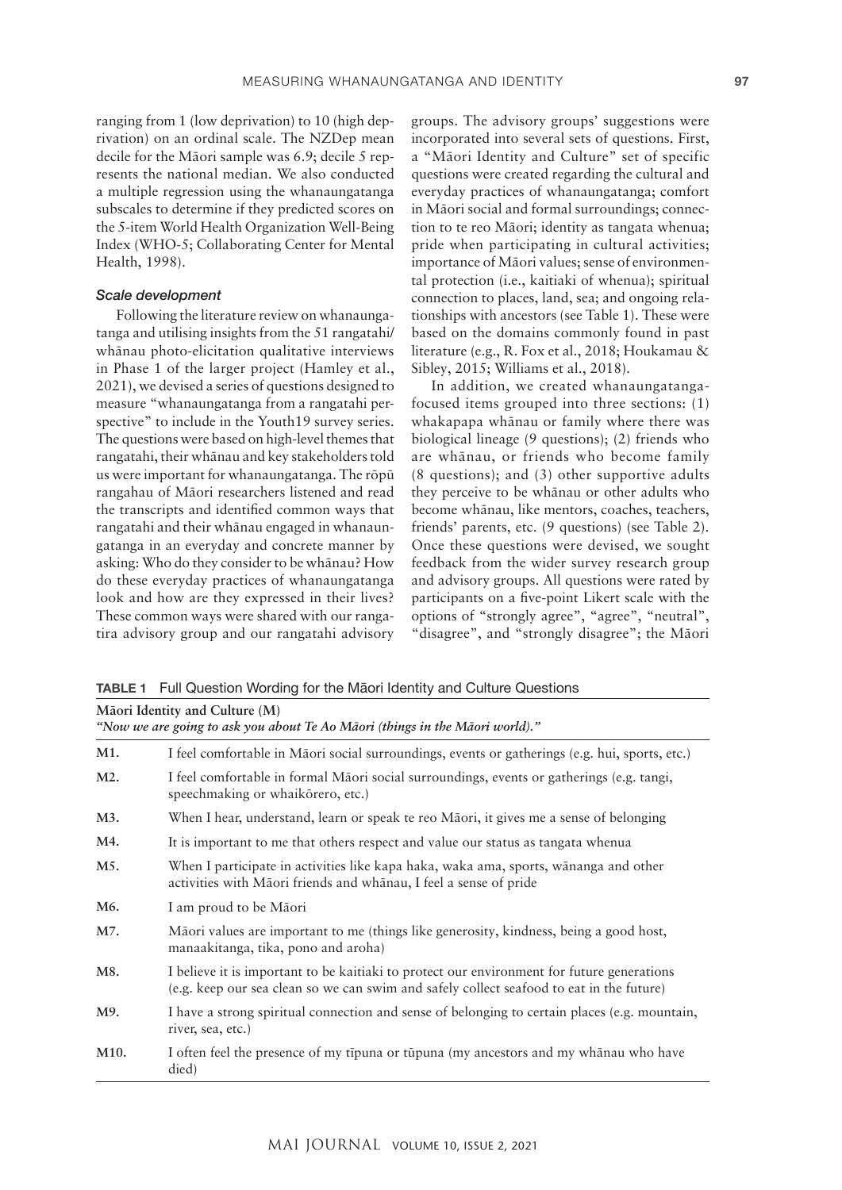ranging from 1 (low deprivation) to 10 (high deprivation) on an ordinal scale. The NZDep mean decile for the Māori sample was 6.9; decile 5 represents the national median. We also conducted a multiple regression using the whanaungatanga subscales to determine if they predicted scores on the 5-item World Health Organization Well-Being Index (WHO-5; Collaborating Center for Mental Health, 1998).

### *Scale development*

Following the literature review on whanaungatanga and utilising insights from the 51 rangatahi/whānau photo-elicitation qualitative interviews in Phase 1 of the larger project (Hamley et al., 2021), we devised a series of questions designed to measure "whanaungatanga from a rangatahi perspective" to include in the Youth19 survey series. The questions were based on high-level themes that rangatahi, their whānau and key stakeholders told us were important for whanaungatanga. The rōpū rangahau of Māori researchers listened and read the transcripts and identified common ways that rangatahi and their whānau engaged in whanaungatanga in an everyday and concrete manner by asking: Who do they consider to be whānau? How do these everyday practices of whanaungatanga look and how are they expressed in their lives? These common ways were shared with our rangatira advisory group and our rangatahi advisory groups. The advisory groups' suggestions were incorporated into several sets of questions. First, a "Māori Identity and Culture" set of specific questions were created regarding the cultural and everyday practices of whanaungatanga; comfort in Māori social and formal surroundings; connection to te reo Māori; identity as tangata whenua; pride when participating in cultural activities; importance of Māori values; sense of environmental protection (i.e., kaitiaki of whenua); spiritual connection to places, land, sea; and ongoing relationships with ancestors (see Table 1). These were based on the domains commonly found in past literature (e.g., R. Fox et al., 2018; Houkamau & Sibley, 2015; Williams et al., 2018).

In addition, we created whanaungatanga-focused items grouped into three sections: (1) whakapapa whānau or family where there was biological lineage (9 questions); (2) friends who are whānau, or friends who become family (8 questions); and (3) other supportive adults they perceive to be whānau or other adults who become whānau, like mentors, coaches, teachers, friends' parents, etc. (9 questions) (see Table 2). Once these questions were devised, we sought feedback from the wider survey research group and advisory groups. All questions were rated by participants on a five-point Likert scale with the options of "strongly agree", "agree", "neutral", "disagree", and "strongly disagree"; the Māori

**TABLE 1** Full Question Wording for the Māori Identity and Culture Questions

| **Māori Identity and Culture (M)** *"Now we are going to ask you about Te Ao Māori (things in the Māori world)."* | |
|---|---|
| M1. | I feel comfortable in Māori social surroundings, events or gatherings (e.g. hui, sports, etc.) |
| M2. | I feel comfortable in formal Māori social surroundings, events or gatherings (e.g. tangi, speechmaking or whaikōrero, etc.) |
| M3. | When I hear, understand, learn or speak te reo Māori, it gives me a sense of belonging |
| M4. | It is important to me that others respect and value our status as tangata whenua |
| M5. | When I participate in activities like kapa haka, waka ama, sports, wānanga and other activities with Māori friends and whānau, I feel a sense of pride |
| M6. | I am proud to be Māori |
| M7. | Māori values are important to me (things like generosity, kindness, being a good host, manaakitanga, tika, pono and aroha) |
| M8. | I believe it is important to be kaitiaki to protect our environment for future generations (e.g. keep our sea clean so we can swim and safely collect seafood to eat in the future) |
| M9. | I have a strong spiritual connection and sense of belonging to certain places (e.g. mountain, river, sea, etc.) |
| M10. | I often feel the presence of my tīpuna or tūpuna (my ancestors and my whānau who have died) |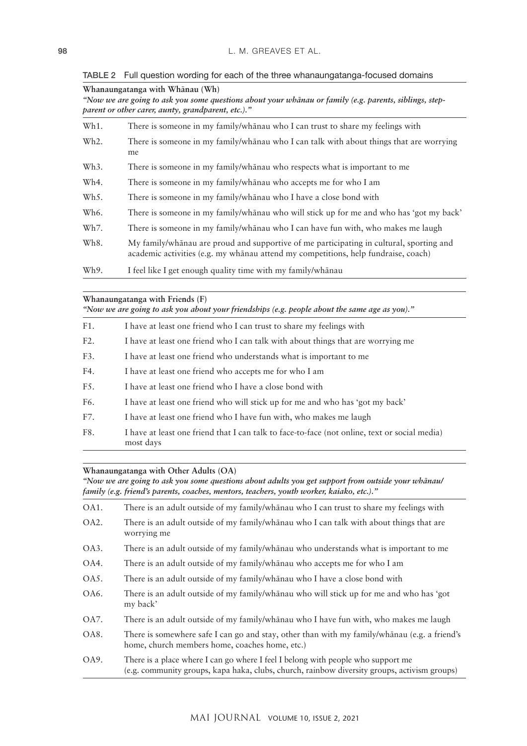TABLE 2 Full question wording for each of the three whanaungatanga-focused domains

**Whanaungatanga with Whānau (Wh)**

*"Now we are going to ask you some questions about your whānau or family (e.g. parents, siblings, step-parent or other carer, aunty, grandparent, etc.)."*

| | |
|---|---|
| Wh1. | There is someone in my family/whānau who I can trust to share my feelings with |
| Wh2. | There is someone in my family/whānau who I can talk with about things that are worrying me |
| Wh3. | There is someone in my family/whānau who respects what is important to me |
| Wh4. | There is someone in my family/whānau who accepts me for who I am |
| Wh5. | There is someone in my family/whānau who I have a close bond with |
| Wh6. | There is someone in my family/whānau who will stick up for me and who has 'got my back' |
| Wh7. | There is someone in my family/whānau who I can have fun with, who makes me laugh |
| Wh8. | My family/whānau are proud and supportive of me participating in cultural, sporting and academic activities (e.g. my whānau attend my competitions, help fundraise, coach) |
| Wh9. | I feel like I get enough quality time with my family/whānau |

**Whanaungatanga with Friends (F)**

*"Now we are going to ask you about your friendships (e.g. people about the same age as you)."*

| | |
|---|---|
| F1. | I have at least one friend who I can trust to share my feelings with |
| F2. | I have at least one friend who I can talk with about things that are worrying me |
| F3. | I have at least one friend who understands what is important to me |
| F4. | I have at least one friend who accepts me for who I am |
| F5. | I have at least one friend who I have a close bond with |
| F6. | I have at least one friend who will stick up for me and who has 'got my back' |
| F7. | I have at least one friend who I have fun with, who makes me laugh |
| F8. | I have at least one friend that I can talk to face-to-face (not online, text or social media) most days |

**Whanaungatanga with Other Adults (OA)**

*"Now we are going to ask you some questions about adults you get support from outside your whānau/family (e.g. friend's parents, coaches, mentors, teachers, youth worker, kaiako, etc.)."*

| | |
|---|---|
| OA1. | There is an adult outside of my family/whānau who I can trust to share my feelings with |
| OA2. | There is an adult outside of my family/whānau who I can talk with about things that are worrying me |
| OA3. | There is an adult outside of my family/whānau who understands what is important to me |
| OA4. | There is an adult outside of my family/whānau who accepts me for who I am |
| OA5. | There is an adult outside of my family/whānau who I have a close bond with |
| OA6. | There is an adult outside of my family/whānau who will stick up for me and who has 'got my back' |
| OA7. | There is an adult outside of my family/whānau who I have fun with, who makes me laugh |
| OA8. | There is somewhere safe I can go and stay, other than with my family/whānau (e.g. a friend's home, church members home, coaches home, etc.) |
| OA9. | There is a place where I can go where I feel I belong with people who support me (e.g. community groups, kapa haka, clubs, church, rainbow diversity groups, activism groups) |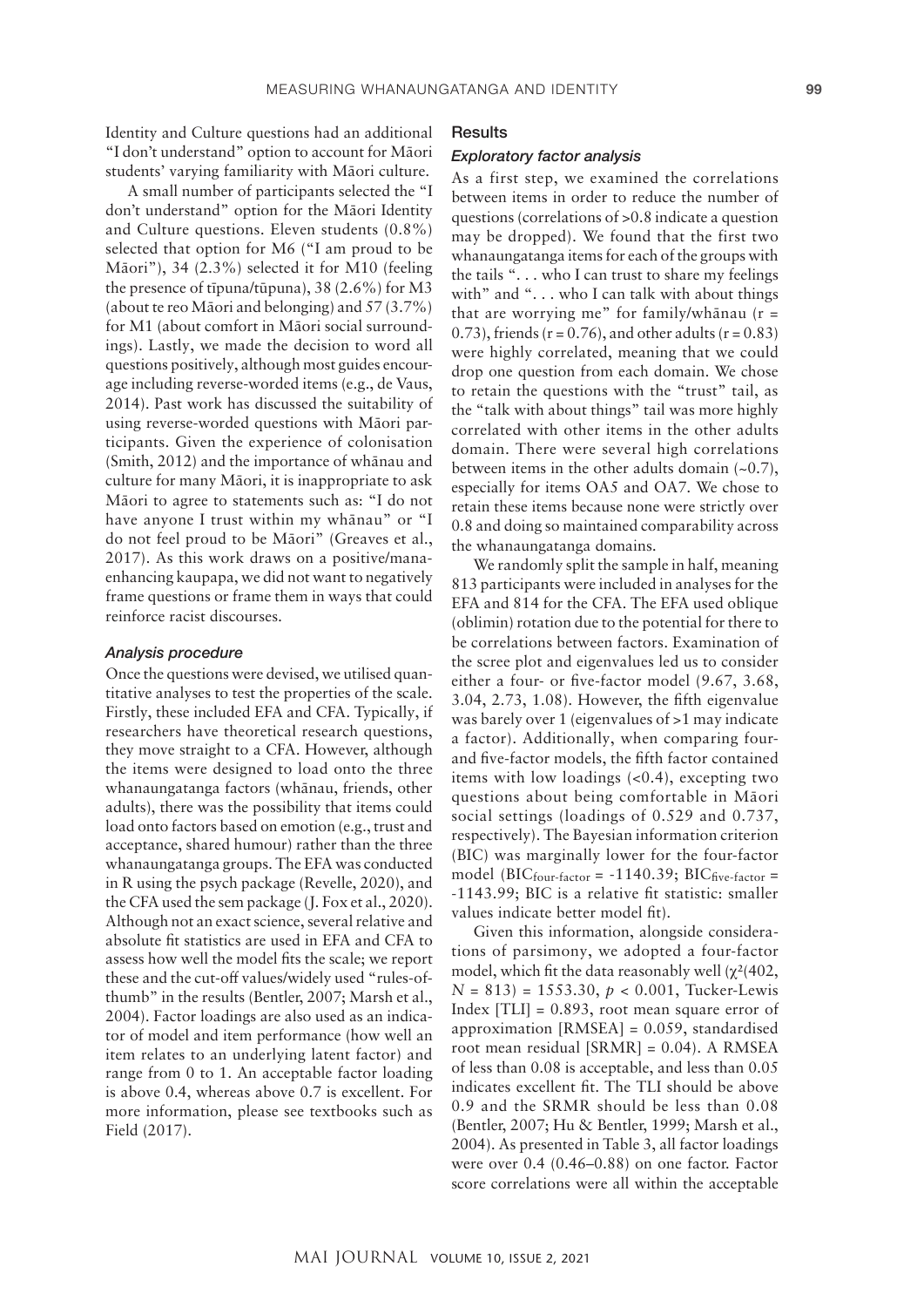Identity and Culture questions had an additional "I don't understand" option to account for Māori students' varying familiarity with Māori culture.

A small number of participants selected the "I don't understand" option for the Māori Identity and Culture questions. Eleven students (0.8%) selected that option for M6 ("I am proud to be Māori"), 34 (2.3%) selected it for M10 (feeling the presence of tīpuna/tūpuna), 38 (2.6%) for M3 (about te reo Māori and belonging) and 57 (3.7%) for M1 (about comfort in Māori social surroundings). Lastly, we made the decision to word all questions positively, although most guides encourage including reverse-worded items (e.g., de Vaus, 2014). Past work has discussed the suitability of using reverse-worded questions with Māori participants. Given the experience of colonisation (Smith, 2012) and the importance of whānau and culture for many Māori, it is inappropriate to ask Māori to agree to statements such as: "I do not have anyone I trust within my whānau" or "I do not feel proud to be Māori" (Greaves et al., 2017). As this work draws on a positive/mana-enhancing kaupapa, we did not want to negatively frame questions or frame them in ways that could reinforce racist discourses.

### *Analysis procedure*

Once the questions were devised, we utilised quantitative analyses to test the properties of the scale. Firstly, these included EFA and CFA. Typically, if researchers have theoretical research questions, they move straight to a CFA. However, although the items were designed to load onto the three whanaungatanga factors (whānau, friends, other adults), there was the possibility that items could load onto factors based on emotion (e.g., trust and acceptance, shared humour) rather than the three whanaungatanga groups. The EFA was conducted in R using the psych package (Revelle, 2020), and the CFA used the sem package (J. Fox et al., 2020). Although not an exact science, several relative and absolute fit statistics are used in EFA and CFA to assess how well the model fits the scale; we report these and the cut-off values/widely used "rules-of-thumb" in the results (Bentler, 2007; Marsh et al., 2004). Factor loadings are also used as an indicator of model and item performance (how well an item relates to an underlying latent factor) and range from 0 to 1. An acceptable factor loading is above 0.4, whereas above 0.7 is excellent. For more information, please see textbooks such as Field (2017).

## Results

### *Exploratory factor analysis*

As a first step, we examined the correlations between items in order to reduce the number of questions (correlations of >0.8 indicate a question may be dropped). We found that the first two whanaungatanga items for each of the groups with the tails ". . . who I can trust to share my feelings with" and ". . . who I can talk with about things that are worrying me" for family/whānau ($r = 0.73$), friends ($r = 0.76$), and other adults ($r = 0.83$) were highly correlated, meaning that we could drop one question from each domain. We chose to retain the questions with the "trust" tail, as the "talk with about things" tail was more highly correlated with other items in the other adults domain. There were several high correlations between items in the other adults domain (~0.7), especially for items OA5 and OA7. We chose to retain these items because none were strictly over 0.8 and doing so maintained comparability across the whanaungatanga domains.

We randomly split the sample in half, meaning 813 participants were included in analyses for the EFA and 814 for the CFA. The EFA used oblique (oblimin) rotation due to the potential for there to be correlations between factors. Examination of the scree plot and eigenvalues led us to consider either a four- or five-factor model (9.67, 3.68, 3.04, 2.73, 1.08). However, the fifth eigenvalue was barely over 1 (eigenvalues of >1 may indicate a factor). Additionally, when comparing four- and five-factor models, the fifth factor contained items with low loadings (<0.4), excepting two questions about being comfortable in Māori social settings (loadings of 0.529 and 0.737, respectively). The Bayesian information criterion (BIC) was marginally lower for the four-factor model ($BIC_{four\text{-}factor} = -1140.39$; $BIC_{five\text{-}factor} = -1143.99$; BIC is a relative fit statistic: smaller values indicate better model fit).

Given this information, alongside considerations of parsimony, we adopted a four-factor model, which fit the data reasonably well ($\chi^2(402, N = 813) = 1553.30$, $p < 0.001$, Tucker-Lewis Index [TLI] = 0.893, root mean square error of approximation [RMSEA] = 0.059, standardised root mean residual [SRMR] = 0.04). A RMSEA of less than 0.08 is acceptable, and less than 0.05 indicates excellent fit. The TLI should be above 0.9 and the SRMR should be less than 0.08 (Bentler, 2007; Hu & Bentler, 1999; Marsh et al., 2004). As presented in Table 3, all factor loadings were over 0.4 (0.46–0.88) on one factor. Factor score correlations were all within the acceptable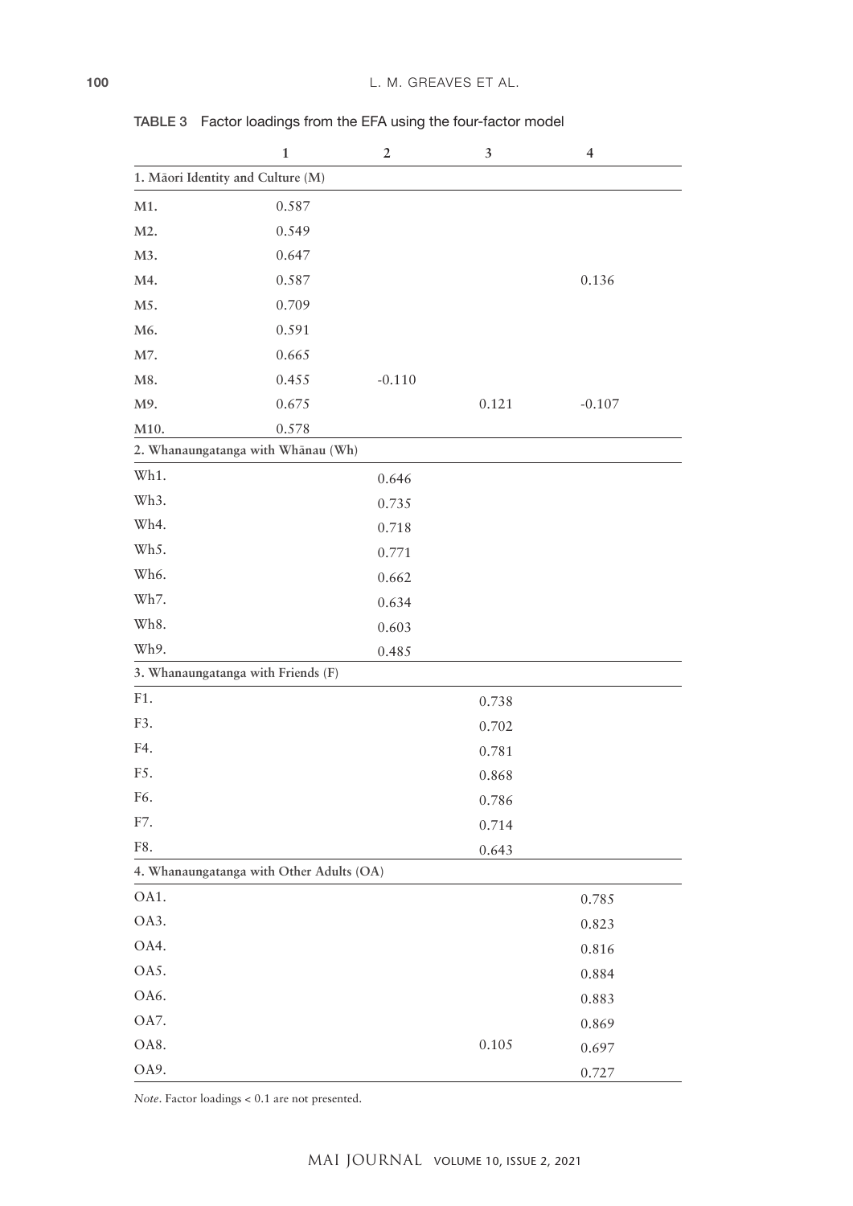TABLE 3 Factor loadings from the EFA using the four-factor model

| | 1 | 2 | 3 | 4 |
|---|---|---|---|---|
| **1. Māori Identity and Culture (M)** | | | | |
| M1. | 0.587 | | | |
| M2. | 0.549 | | | |
| M3. | 0.647 | | | |
| M4. | 0.587 | | | 0.136 |
| M5. | 0.709 | | | |
| M6. | 0.591 | | | |
| M7. | 0.665 | | | |
| M8. | 0.455 | -0.110 | | |
| M9. | 0.675 | | 0.121 | -0.107 |
| M10. | 0.578 | | | |
| **2. Whanaungatanga with Whānau (Wh)** | | | | |
| Wh1. | | 0.646 | | |
| Wh3. | | 0.735 | | |
| Wh4. | | 0.718 | | |
| Wh5. | | 0.771 | | |
| Wh6. | | 0.662 | | |
| Wh7. | | 0.634 | | |
| Wh8. | | 0.603 | | |
| Wh9. | | 0.485 | | |
| **3. Whanaungatanga with Friends (F)** | | | | |
| F1. | | | 0.738 | |
| F3. | | | 0.702 | |
| F4. | | | 0.781 | |
| F5. | | | 0.868 | |
| F6. | | | 0.786 | |
| F7. | | | 0.714 | |
| F8. | | | 0.643 | |
| **4. Whanaungatanga with Other Adults (OA)** | | | | |
| OA1. | | | | 0.785 |
| OA3. | | | | 0.823 |
| OA4. | | | | 0.816 |
| OA5. | | | | 0.884 |
| OA6. | | | | 0.883 |
| OA7. | | | | 0.869 |
| OA8. | | | 0.105 | 0.697 |
| OA9. | | | | 0.727 |

*Note*. Factor loadings < 0.1 are not presented.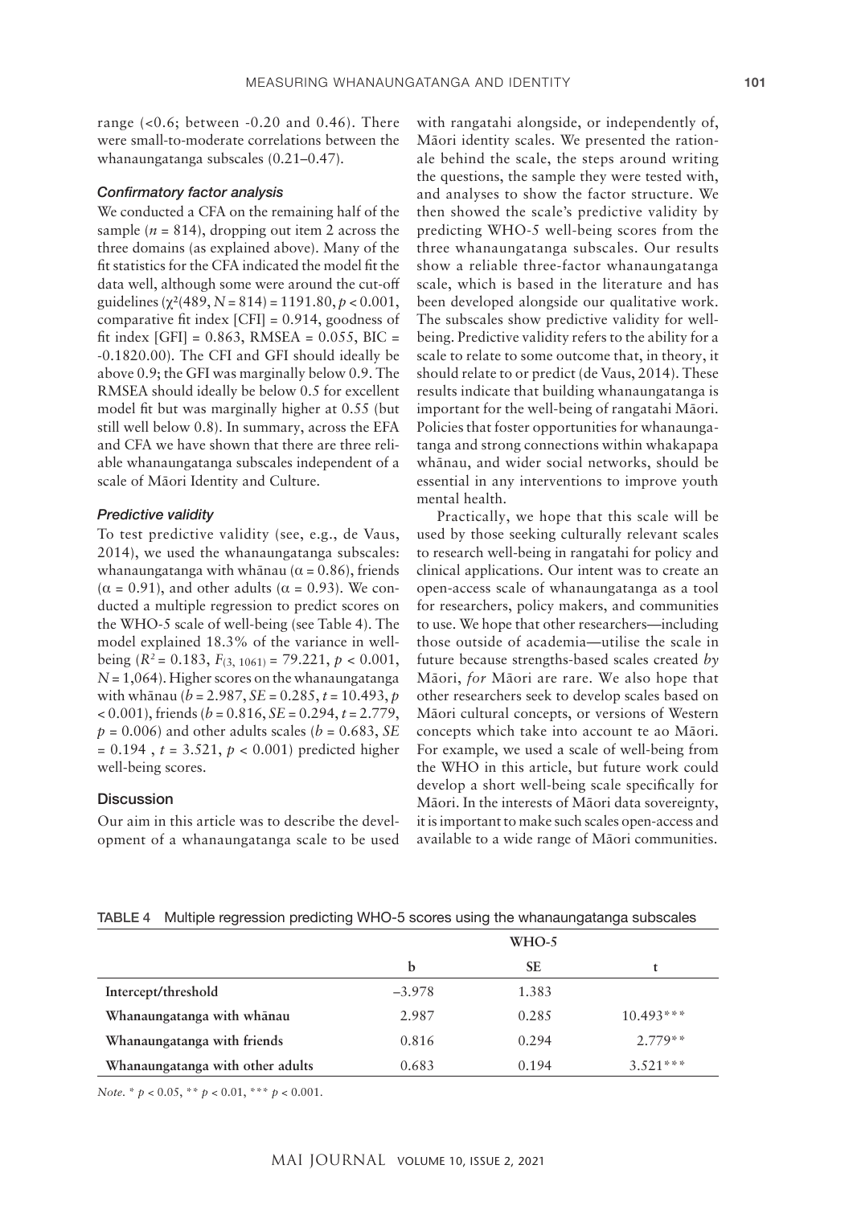range (<0.6; between -0.20 and 0.46). There were small-to-moderate correlations between the whanaungatanga subscales (0.21–0.47).

### *Confirmatory factor analysis*

We conducted a CFA on the remaining half of the sample ($n$ = 814), dropping out item 2 across the three domains (as explained above). Many of the fit statistics for the CFA indicated the model fit the data well, although some were around the cut-off guidelines ($\chi^2(489, N = 814) = 1191.80, p < 0.001$, comparative fit index [CFI] = 0.914, goodness of fit index [GFI] = 0.863, RMSEA = 0.055, BIC = -0.1820.00). The CFI and GFI should ideally be above 0.9; the GFI was marginally below 0.9. The RMSEA should ideally be below 0.5 for excellent model fit but was marginally higher at 0.55 (but still well below 0.8). In summary, across the EFA and CFA we have shown that there are three reliable whanaungatanga subscales independent of a scale of Māori Identity and Culture.

### *Predictive validity*

To test predictive validity (see, e.g., de Vaus, 2014), we used the whanaungatanga subscales: whanaungatanga with whānau ($\alpha$ = 0.86), friends ($\alpha$ = 0.91), and other adults ($\alpha$ = 0.93). We conducted a multiple regression to predict scores on the WHO-5 scale of well-being (see Table 4). The model explained 18.3% of the variance in well-being ($R^2 = 0.183$, $F_{(3, 1061)} = 79.221$, $p < 0.001$, $N = 1{,}064$). Higher scores on the whanaungatanga with whānau ($b = 2.987$, $SE = 0.285$, $t = 10.493$, $p < 0.001$), friends ($b = 0.816$, $SE = 0.294$, $t = 2.779$, $p = 0.006$) and other adults scales ($b = 0.683$, $SE = 0.194$ , $t = 3.521$, $p < 0.001$) predicted higher well-being scores.

## Discussion

Our aim in this article was to describe the development of a whanaungatanga scale to be used with rangatahi alongside, or independently of, Māori identity scales. We presented the rationale behind the scale, the steps around writing the questions, the sample they were tested with, and analyses to show the factor structure. We then showed the scale's predictive validity by predicting WHO-5 well-being scores from the three whanaungatanga subscales. Our results show a reliable three-factor whanaungatanga scale, which is based in the literature and has been developed alongside our qualitative work. The subscales show predictive validity for well-being. Predictive validity refers to the ability for a scale to relate to some outcome that, in theory, it should relate to or predict (de Vaus, 2014). These results indicate that building whanaungatanga is important for the well-being of rangatahi Māori. Policies that foster opportunities for whanaungatanga and strong connections within whakapapa whānau, and wider social networks, should be essential in any interventions to improve youth mental health.

Practically, we hope that this scale will be used by those seeking culturally relevant scales to research well-being in rangatahi for policy and clinical applications. Our intent was to create an open-access scale of whanaungatanga as a tool for researchers, policy makers, and communities to use. We hope that other researchers—including those outside of academia—utilise the scale in future because strengths-based scales created *by* Māori, *for* Māori are rare. We also hope that other researchers seek to develop scales based on Māori cultural concepts, or versions of Western concepts which take into account te ao Māori. For example, we used a scale of well-being from the WHO in this article, but future work could develop a short well-being scale specifically for Māori. In the interests of Māori data sovereignty, it is important to make such scales open-access and available to a wide range of Māori communities.

TABLE 4 Multiple regression predicting WHO-5 scores using the whanaungatanga subscales

| | WHO-5 | | |
|---|---|---|---|
| | b | SE | t |
| **Intercept/threshold** | –3.978 | 1.383 | |
| **Whanaungatanga with whānau** | 2.987 | 0.285 | 10.493*** |
| **Whanaungatanga with friends** | 0.816 | 0.294 | 2.779** |
| **Whanaungatanga with other adults** | 0.683 | 0.194 | 3.521*** |

*Note*. * $p < 0.05$, ** $p < 0.01$, *** $p < 0.001$.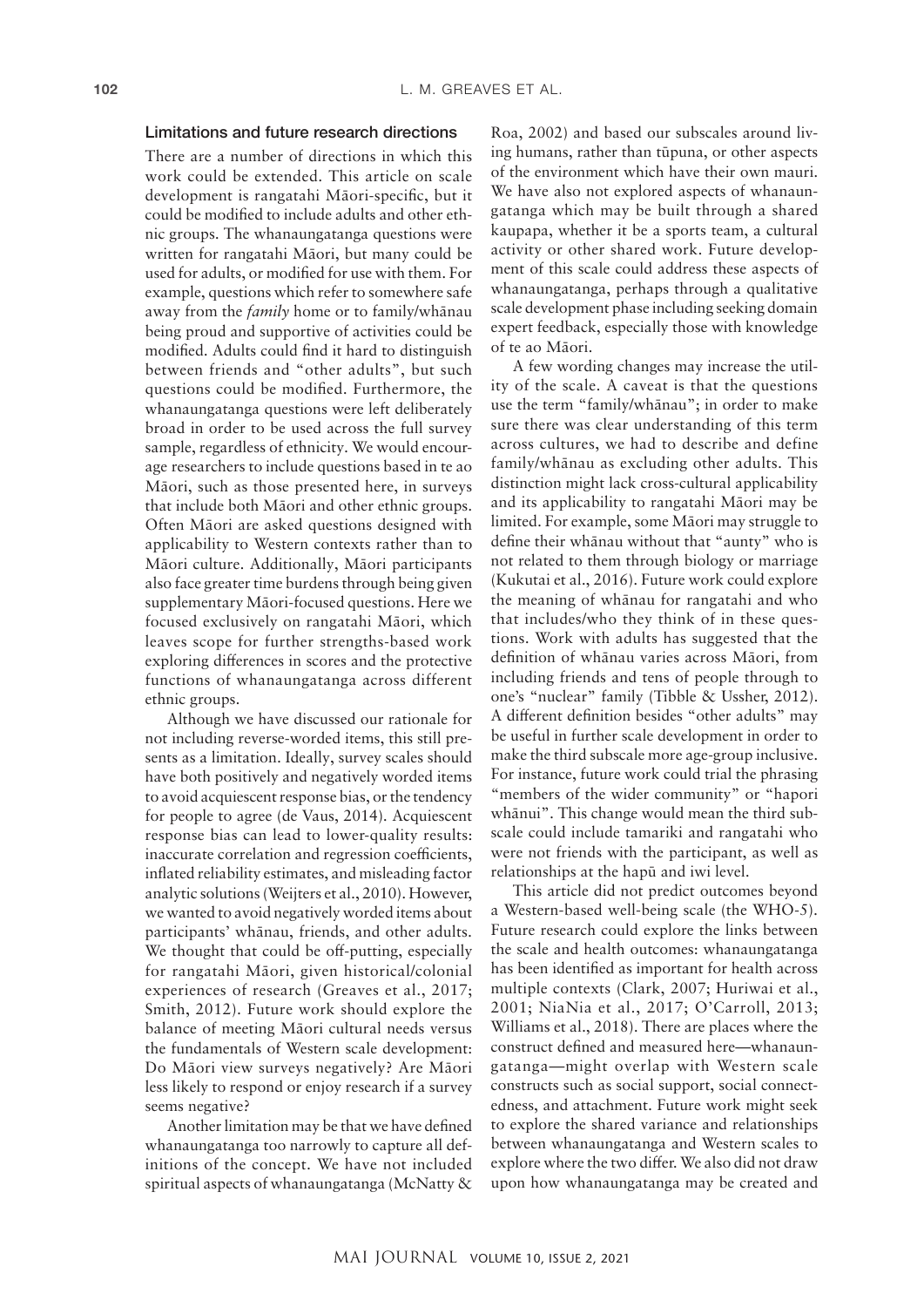### Limitations and future research directions

There are a number of directions in which this work could be extended. This article on scale development is rangatahi Māori-specific, but it could be modified to include adults and other ethnic groups. The whanaungatanga questions were written for rangatahi Māori, but many could be used for adults, or modified for use with them. For example, questions which refer to somewhere safe away from the *family* home or to family/whānau being proud and supportive of activities could be modified. Adults could find it hard to distinguish between friends and "other adults", but such questions could be modified. Furthermore, the whanaungatanga questions were left deliberately broad in order to be used across the full survey sample, regardless of ethnicity. We would encourage researchers to include questions based in te ao Māori, such as those presented here, in surveys that include both Māori and other ethnic groups. Often Māori are asked questions designed with applicability to Western contexts rather than to Māori culture. Additionally, Māori participants also face greater time burdens through being given supplementary Māori-focused questions. Here we focused exclusively on rangatahi Māori, which leaves scope for further strengths-based work exploring differences in scores and the protective functions of whanaungatanga across different ethnic groups.

Although we have discussed our rationale for not including reverse-worded items, this still presents as a limitation. Ideally, survey scales should have both positively and negatively worded items to avoid acquiescent response bias, or the tendency for people to agree (de Vaus, 2014). Acquiescent response bias can lead to lower-quality results: inaccurate correlation and regression coefficients, inflated reliability estimates, and misleading factor analytic solutions (Weijters et al., 2010). However, we wanted to avoid negatively worded items about participants' whānau, friends, and other adults. We thought that could be off-putting, especially for rangatahi Māori, given historical/colonial experiences of research (Greaves et al., 2017; Smith, 2012). Future work should explore the balance of meeting Māori cultural needs versus the fundamentals of Western scale development: Do Māori view surveys negatively? Are Māori less likely to respond or enjoy research if a survey seems negative?

Another limitation may be that we have defined whanaungatanga too narrowly to capture all definitions of the concept. We have not included spiritual aspects of whanaungatanga (McNatty & Roa, 2002) and based our subscales around living humans, rather than tūpuna, or other aspects of the environment which have their own mauri. We have also not explored aspects of whanaungatanga which may be built through a shared kaupapa, whether it be a sports team, a cultural activity or other shared work. Future development of this scale could address these aspects of whanaungatanga, perhaps through a qualitative scale development phase including seeking domain expert feedback, especially those with knowledge of te ao Māori.

A few wording changes may increase the utility of the scale. A caveat is that the questions use the term "family/whānau"; in order to make sure there was clear understanding of this term across cultures, we had to describe and define family/whānau as excluding other adults. This distinction might lack cross-cultural applicability and its applicability to rangatahi Māori may be limited. For example, some Māori may struggle to define their whānau without that "aunty" who is not related to them through biology or marriage (Kukutai et al., 2016). Future work could explore the meaning of whānau for rangatahi and who that includes/who they think of in these questions. Work with adults has suggested that the definition of whānau varies across Māori, from including friends and tens of people through to one's "nuclear" family (Tibble & Ussher, 2012). A different definition besides "other adults" may be useful in further scale development in order to make the third subscale more age-group inclusive. For instance, future work could trial the phrasing "members of the wider community" or "hapori whānui". This change would mean the third subscale could include tamariki and rangatahi who were not friends with the participant, as well as relationships at the hapū and iwi level.

This article did not predict outcomes beyond a Western-based well-being scale (the WHO-5). Future research could explore the links between the scale and health outcomes: whanaungatanga has been identified as important for health across multiple contexts (Clark, 2007; Huriwai et al., 2001; NiaNia et al., 2017; O'Carroll, 2013; Williams et al., 2018). There are places where the construct defined and measured here—whanaungatanga—might overlap with Western scale constructs such as social support, social connectedness, and attachment. Future work might seek to explore the shared variance and relationships between whanaungatanga and Western scales to explore where the two differ. We also did not draw upon how whanaungatanga may be created and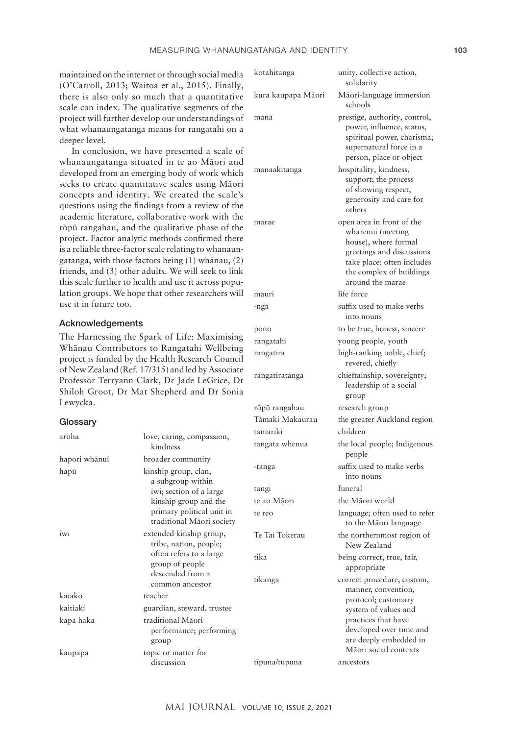maintained on the internet or through social media (O'Carroll, 2013; Waitoa et al., 2015). Finally, there is also only so much that a quantitative scale can index. The qualitative segments of the project will further develop our understandings of what whanaungatanga means for rangatahi on a deeper level.

In conclusion, we have presented a scale of whanaungatanga situated in te ao Māori and developed from an emerging body of work which seeks to create quantitative scales using Māori concepts and identity. We created the scale's questions using the findings from a review of the academic literature, collaborative work with the rōpū rangahau, and the qualitative phase of the project. Factor analytic methods confirmed there is a reliable three-factor scale relating to whanaungatanga, with those factors being (1) whānau, (2) friends, and (3) other adults. We will seek to link this scale further to health and use it across population groups. We hope that other researchers will use it in future too.

## Acknowledgements

The Harnessing the Spark of Life: Maximising Whānau Contributors to Rangatahi Wellbeing project is funded by the Health Research Council of New Zealand (Ref. 17/315) and led by Associate Professor Terryann Clark, Dr Jade LeGrice, Dr Shiloh Groot, Dr Mat Shepherd and Dr Sonia Lewycka.

## Glossary

| | |
|---|---|
| aroha | love, caring, compassion, kindness |
| hapori whānui | broader community |
| hapū | kinship group, clan, a subgroup within iwi; section of a large kinship group and the primary political unit in traditional Māori society |
| iwi | extended kinship group, tribe, nation, people; often refers to a large group of people descended from a common ancestor |
| kaiako | teacher |
| kaitiaki | guardian, steward, trustee |
| kapa haka | traditional Māori performance; performing group |
| kaupapa | topic or matter for discussion |
| kotahitanga | unity, collective action, solidarity |
| kura kaupapa Māori | Māori-language immersion schools |
| mana | prestige, authority, control, power, influence, status, spiritual power, charisma; supernatural force in a person, place or object |
| manaakitanga | hospitality, kindness, support; the process of showing respect, generosity and care for others |
| marae | open area in front of the wharenui (meeting house), where formal greetings and discussions take place; often includes the complex of buildings around the marae |
| mauri | life force |
| -ngā | suffix used to make verbs into nouns |
| pono | to be true, honest, sincere |
| rangatahi | young people, youth |
| rangatira | high-ranking noble, chief; revered, chiefly |
| rangatiratanga | chieftainship, sovereignty; leadership of a social group |
| rōpū rangahau | research group |
| Tāmaki Makaurau | the greater Auckland region |
| tamariki | children |
| tangata whenua | the local people; Indigenous people |
| -tanga | suffix used to make verbs into nouns |
| tangi | funeral |
| te ao Māori | the Māori world |
| te reo | language; often used to refer to the Māori language |
| Te Tai Tokerau | the northernmost region of New Zealand |
| tika | being correct, true, fair, appropriate |
| tikanga | correct procedure, custom, manner, convention, protocol; customary system of values and practices that have developed over time and are deeply embedded in Māori social contexts |
| tīpuna/tupuna | ancestors |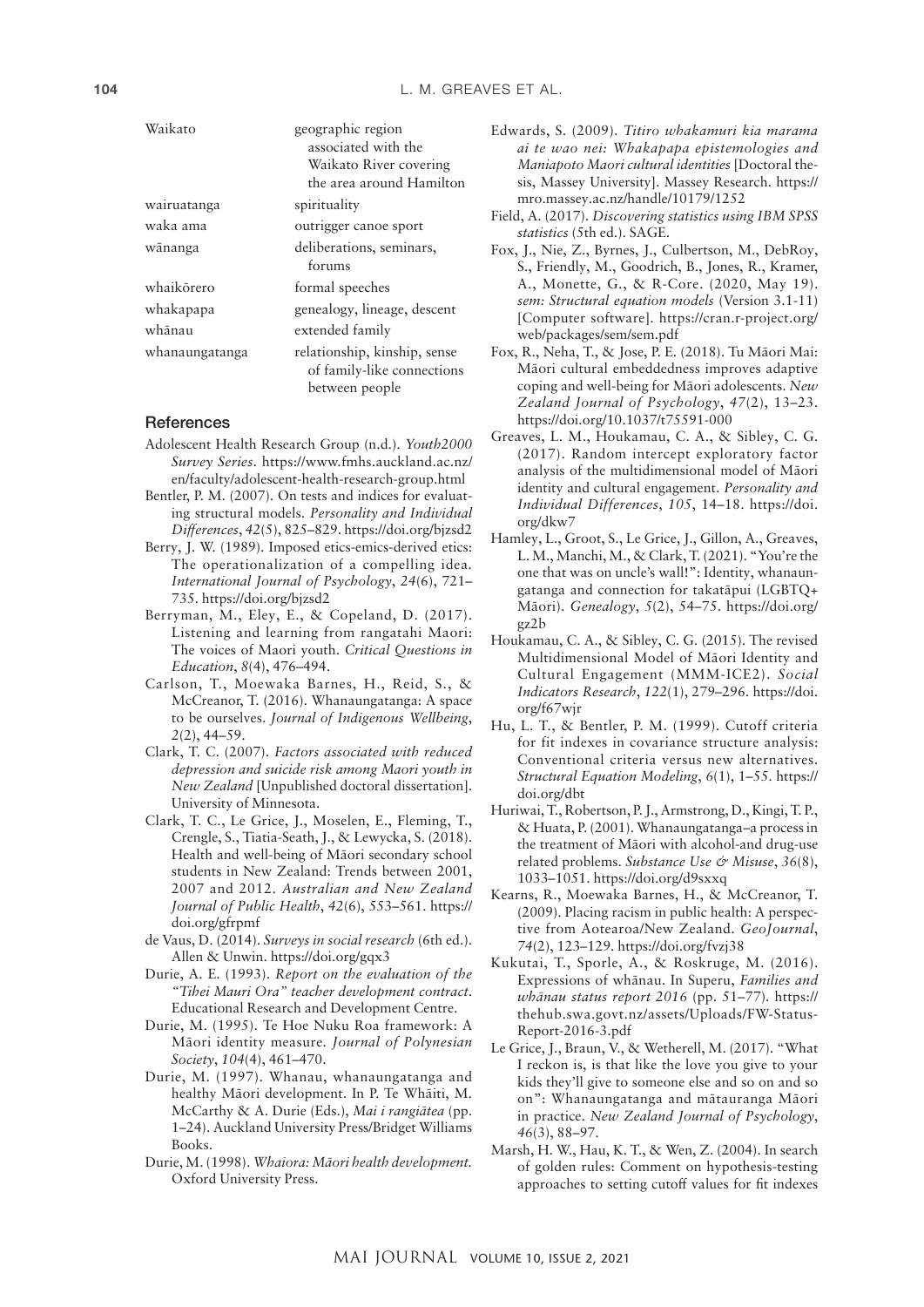| | |
|---|---|
| Waikato | geographic region associated with the Waikato River covering the area around Hamilton |
| wairuatanga | spirituality |
| waka ama | outrigger canoe sport |
| wānanga | deliberations, seminars, forums |
| whaikōrero | formal speeches |
| whakapapa | genealogy, lineage, descent |
| whānau | extended family |
| whanaungatanga | relationship, kinship, sense of family-like connections between people |

## References

Adolescent Health Research Group (n.d.). *Youth2000 Survey Series*. https://www.fmhs.auckland.ac.nz/en/faculty/adolescent-health-research-group.html

Bentler, P. M. (2007). On tests and indices for evaluating structural models. *Personality and Individual Differences*, *42*(5), 825–829. https://doi.org/bjzsd2

Berry, J. W. (1989). Imposed etics-emics-derived etics: The operationalization of a compelling idea. *International Journal of Psychology*, *24*(6), 721–735. https://doi.org/bjzsd2

Berryman, M., Eley, E., & Copeland, D. (2017). Listening and learning from rangatahi Maori: The voices of Maori youth. *Critical Questions in Education*, *8*(4), 476–494.

Carlson, T., Moewaka Barnes, H., Reid, S., & McCreanor, T. (2016). Whanaungatanga: A space to be ourselves. *Journal of Indigenous Wellbeing*, *2*(2), 44–59.

Clark, T. C. (2007). *Factors associated with reduced depression and suicide risk among Maori youth in New Zealand* [Unpublished doctoral dissertation]. University of Minnesota.

Clark, T. C., Le Grice, J., Moselen, E., Fleming, T., Crengle, S., Tiatia-Seath, J., & Lewycka, S. (2018). Health and well-being of Māori secondary school students in New Zealand: Trends between 2001, 2007 and 2012. *Australian and New Zealand Journal of Public Health*, *42*(6), 553–561. https://doi.org/gfrpmf

de Vaus, D. (2014). *Surveys in social research* (6th ed.). Allen & Unwin. https://doi.org/gqx3

Durie, A. E. (1993). *Report on the evaluation of the "Tihei Mauri Ora" teacher development contract*. Educational Research and Development Centre.

Durie, M. (1995). Te Hoe Nuku Roa framework: A Māori identity measure. *Journal of Polynesian Society*, *104*(4), 461–470.

Durie, M. (1997). Whanau, whanaungatanga and healthy Māori development. In P. Te Whāiti, M. McCarthy & A. Durie (Eds.), *Mai i rangiātea* (pp. 1–24). Auckland University Press/Bridget Williams Books.

Durie, M. (1998). *Whaiora: Māori health development*. Oxford University Press.

Edwards, S. (2009). *Titiro whakamuri kia marama ai te wao nei: Whakapapa epistemologies and Maniapoto Maori cultural identities* [Doctoral thesis, Massey University]. Massey Research. https://mro.massey.ac.nz/handle/10179/1252

Field, A. (2017). *Discovering statistics using IBM SPSS statistics* (5th ed.). SAGE.

Fox, J., Nie, Z., Byrnes, J., Culbertson, M., DebRoy, S., Friendly, M., Goodrich, B., Jones, R., Kramer, A., Monette, G., & R-Core. (2020, May 19). *sem: Structural equation models* (Version 3.1-11) [Computer software]. https://cran.r-project.org/web/packages/sem/sem.pdf

Fox, R., Neha, T., & Jose, P. E. (2018). Tu Māori Mai: Māori cultural embeddedness improves adaptive coping and well-being for Māori adolescents. *New Zealand Journal of Psychology*, *47*(2), 13–23. https://doi.org/10.1037/t75591-000

Greaves, L. M., Houkamau, C. A., & Sibley, C. G. (2017). Random intercept exploratory factor analysis of the multidimensional model of Māori identity and cultural engagement. *Personality and Individual Differences*, *105*, 14–18. https://doi.org/dkw7

Hamley, L., Groot, S., Le Grice, J., Gillon, A., Greaves, L. M., Manchi, M., & Clark, T. (2021). "You're the one that was on uncle's wall!": Identity, whanaungatanga and connection for takatāpui (LGBTQ+ Māori). *Genealogy*, *5*(2), 54–75. https://doi.org/gz2b

Houkamau, C. A., & Sibley, C. G. (2015). The revised Multidimensional Model of Māori Identity and Cultural Engagement (MMM-ICE2). *Social Indicators Research*, *122*(1), 279–296. https://doi.org/f67wjr

Hu, L. T., & Bentler, P. M. (1999). Cutoff criteria for fit indexes in covariance structure analysis: Conventional criteria versus new alternatives. *Structural Equation Modeling*, *6*(1), 1–55. https://doi.org/dbt

Huriwai, T., Robertson, P. J., Armstrong, D., Kingi, T. P., & Huata, P. (2001). Whanaungatanga–a process in the treatment of Māori with alcohol-and drug-use related problems. *Substance Use & Misuse*, *36*(8), 1033–1051. https://doi.org/d9sxxq

Kearns, R., Moewaka Barnes, H., & McCreanor, T. (2009). Placing racism in public health: A perspective from Aotearoa/New Zealand. *GeoJournal*, *74*(2), 123–129. https://doi.org/fvzj38

Kukutai, T., Sporle, A., & Roskruge, M. (2016). Expressions of whānau. In Superu, *Families and whānau status report 2016* (pp. 51–77). https://thehub.swa.govt.nz/assets/Uploads/FW-Status-Report-2016-3.pdf

Le Grice, J., Braun, V., & Wetherell, M. (2017). "What I reckon is, is that like the love you give to your kids they'll give to someone else and so on and so on": Whanaungatanga and mātauranga Māori in practice. *New Zealand Journal of Psychology*, *46*(3), 88–97.

Marsh, H. W., Hau, K. T., & Wen, Z. (2004). In search of golden rules: Comment on hypothesis-testing approaches to setting cutoff values for fit indexes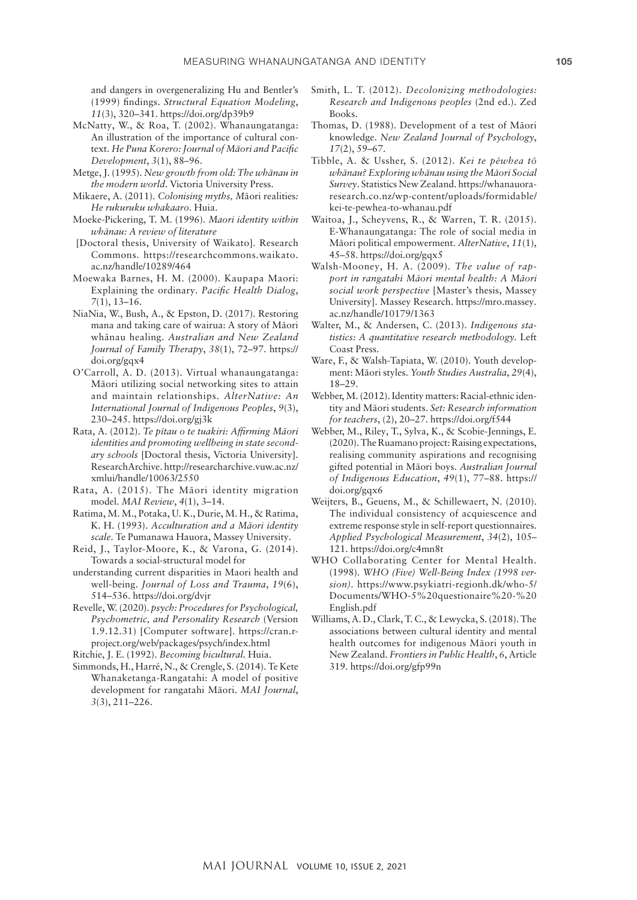and dangers in overgeneralizing Hu and Bentler's (1999) findings. *Structural Equation Modeling*, *11*(3), 320–341. https://doi.org/dp39b9

McNatty, W., & Roa, T. (2002). Whanaungatanga: An illustration of the importance of cultural context. *He Puna Korero: Journal of Māori and Pacific Development*, *3*(1), 88–96.

Metge, J. (1995). *New growth from old: The whānau in the modern world*. Victoria University Press.

Mikaere, A. (2011). *Colonising myths, M*āori realities*: He rukuruku whakaaro*. Huia.

Moeke-Pickering, T. M. (1996). *Maori identity within whānau: A review of literature*
[Doctoral thesis, University of Waikato]. Research Commons. https://researchcommons.waikato.ac.nz/handle/10289/464

Moewaka Barnes, H. M. (2000). Kaupapa Maori: Explaining the ordinary. *Pacific Health Dialog*, *7*(1), 13–16.

NiaNia, W., Bush, A., & Epston, D. (2017). Restoring mana and taking care of wairua: A story of Māori whānau healing. *Australian and New Zealand Journal of Family Therapy*, *38*(1), 72–97. https://doi.org/gqx4

O'Carroll, A. D. (2013). Virtual whanaungatanga: Māori utilizing social networking sites to attain and maintain relationships. *AlterNative: An International Journal of Indigenous Peoples*, *9*(3), 230–245. https://doi.org/gj3k

Rata, A. (2012). *Te pītau o te tuakiri: Affirming Māori identities and promoting wellbeing in state secondary schools* [Doctoral thesis, Victoria University]. ResearchArchive. http://researcharchive.vuw.ac.nz/xmlui/handle/10063/2550

Rata, A. (2015). The Māori identity migration model. *MAI Review*, *4*(1), 3–14.

Ratima, M. M., Potaka, U. K., Durie, M. H., & Ratima, K. H. (1993). *Acculturation and a Māori identity scale*. Te Pumanawa Hauora, Massey University.

Reid, J., Taylor-Moore, K., & Varona, G. (2014). Towards a social-structural model for
understanding current disparities in Maori health and well-being. *Journal of Loss and Trauma*, *19*(6), 514–536. https://doi.org/dvjr

Revelle, W. (2020). *psych: Procedures for Psychological, Psychometric, and Personality Research* (Version 1.9.12.31) [Computer software]. https://cran.r-project.org/web/packages/psych/index.html

Ritchie, J. E. (1992). *Becoming bicultural*. Huia.

Simmonds, H., Harré, N., & Crengle, S. (2014). Te Kete Whanaketanga-Rangatahi: A model of positive development for rangatahi Māori. *MAI Journal*, *3*(3), 211–226.

Smith, L. T. (2012). *Decolonizing methodologies: Research and Indigenous peoples* (2nd ed.). Zed Books.

Thomas, D. (1988). Development of a test of Māori knowledge. *New Zealand Journal of Psychology*, *17*(2), 59–67.

Tibble, A. & Ussher, S. (2012). *Kei te pēwhea tō whānau? Exploring whānau using the Māori Social Survey*. Statistics New Zealand. https://whanauora-research.co.nz/wp-content/uploads/formidable/kei-te-pewhea-to-whanau.pdf

Waitoa, J., Scheyvens, R., & Warren, T. R. (2015). E-Whanaungatanga: The role of social media in Māori political empowerment. *AlterNative*, *11*(1), 45–58. https://doi.org/gqx5

Walsh-Mooney, H. A. (2009). *The value of rapport in rangatahi Māori mental health: A Māori social work perspective* [Master's thesis, Massey University]. Massey Research. https://mro.massey.ac.nz/handle/10179/1363

Walter, M., & Andersen, C. (2013). *Indigenous statistics: A quantitative research methodology*. Left Coast Press.

Ware, F., & Walsh-Tapiata, W. (2010). Youth development: Māori styles. *Youth Studies Australia*, *29*(4), 18–29.

Webber, M. (2012). Identity matters: Racial-ethnic identity and Māori students. *Set: Research information for teachers*, (2), 20–27. https://doi.org/f544

Webber, M., Riley, T., Sylva, K., & Scobie-Jennings, E. (2020). The Ruamano project: Raising expectations, realising community aspirations and recognising gifted potential in Māori boys. *Australian Journal of Indigenous Education*, *49*(1), 77–88. https://doi.org/gqx6

Weijters, B., Geuens, M., & Schillewaert, N. (2010). The individual consistency of acquiescence and extreme response style in self-report questionnaires. *Applied Psychological Measurement*, *34*(2), 105–121. https://doi.org/c4mn8t

WHO Collaborating Center for Mental Health. (1998). *WHO (Five) Well-Being Index (1998 version)*. https://www.psykiatri-regionh.dk/who-5/Documents/WHO-5%20questionaire%20-%20English.pdf

Williams, A. D., Clark, T. C., & Lewycka, S. (2018). The associations between cultural identity and mental health outcomes for indigenous Māori youth in New Zealand. *Frontiers in Public Health*, *6*, Article 319. https://doi.org/gfp99n